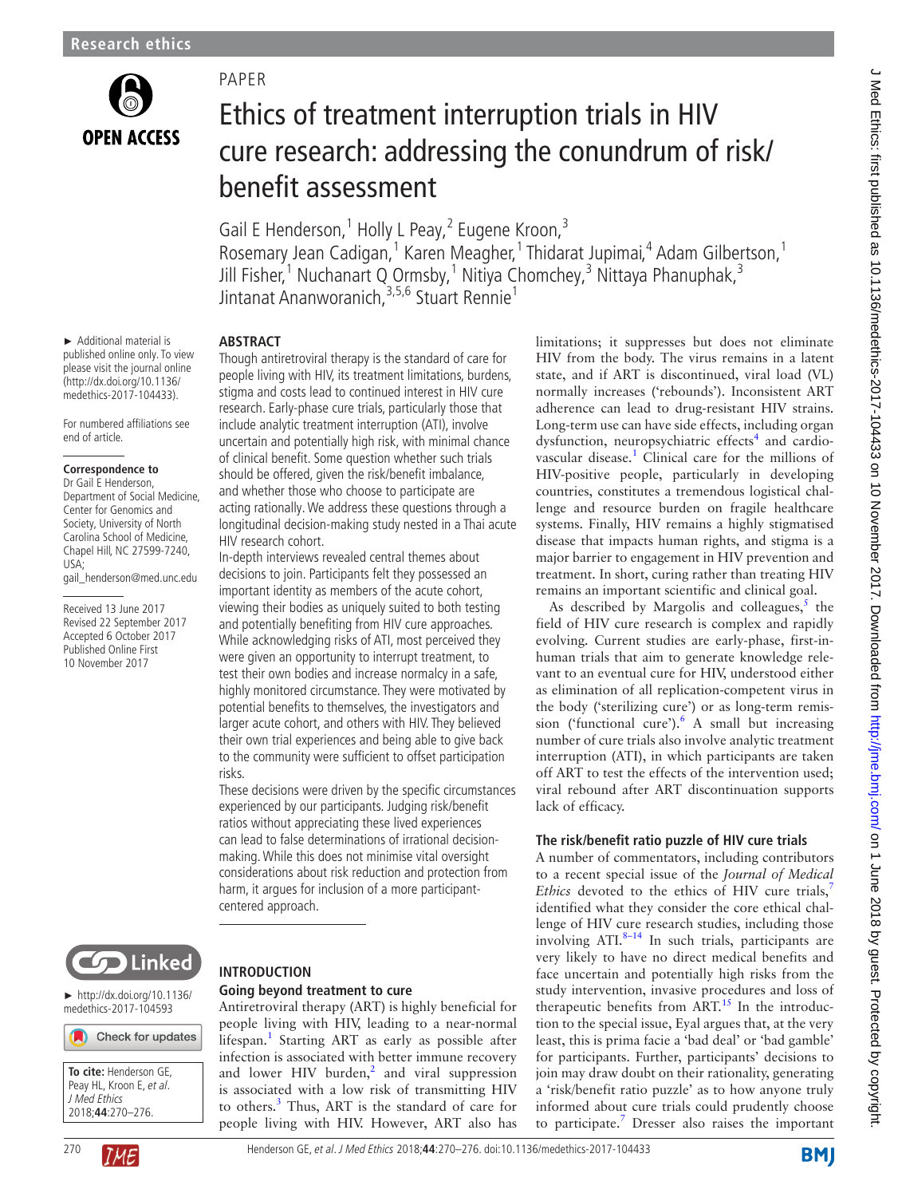Research ethics

PAPER

# Ethics of treatment interruption trials in HIV cure research: addressing the conundrum of risk/benefit assessment

Gail E Henderson,[1] Holly L Peay,[2] Eugene Kroon,[3] Rosemary Jean Cadigan,[1] Karen Meagher,[1] Thidarat Jupimai,[4] Adam Gilbertson,[1] Jill Fisher,[1] Nuchanart Q Ormsby,[1] Nitiya Chomchey,[3] Nittaya Phanuphak,[3] Jintanat Ananworanich,[3,5,6] Stuart Rennie[1]

► Additional material is published online only. To view please visit the journal online (http://dx.doi.org/10.1136/medethics-2017-104433).

For numbered affiliations see end of article.

**Correspondence to**
Dr Gail E Henderson, Department of Social Medicine, Center for Genomics and Society, University of North Carolina School of Medicine, Chapel Hill, NC 27599-7240, USA; gail_henderson@med.unc.edu

Received 13 June 2017
Revised 22 September 2017
Accepted 6 October 2017
Published Online First 10 November 2017

► http://dx.doi.org/10.1136/medethics-2017-104593

**To cite:** Henderson GE, Peay HL, Kroon E, *et al*. *J Med Ethics* 2018;**44**:270–276.

## ABSTRACT

Though antiretroviral therapy is the standard of care for people living with HIV, its treatment limitations, burdens, stigma and costs lead to continued interest in HIV cure research. Early-phase cure trials, particularly those that include analytic treatment interruption (ATI), involve uncertain and potentially high risk, with minimal chance of clinical benefit. Some question whether such trials should be offered, given the risk/benefit imbalance, and whether those who choose to participate are acting rationally. We address these questions through a longitudinal decision-making study nested in a Thai acute HIV research cohort.

In-depth interviews revealed central themes about decisions to join. Participants felt they possessed an important identity as members of the acute cohort, viewing their bodies as uniquely suited to both testing and potentially benefiting from HIV cure approaches. While acknowledging risks of ATI, most perceived they were given an opportunity to interrupt treatment, to test their own bodies and increase normalcy in a safe, highly monitored circumstance. They were motivated by potential benefits to themselves, the investigators and larger acute cohort, and others with HIV. They believed their own trial experiences and being able to give back to the community were sufficient to offset participation risks.

These decisions were driven by the specific circumstances experienced by our participants. Judging risk/benefit ratios without appreciating these lived experiences can lead to false determinations of irrational decision-making. While this does not minimise vital oversight considerations about risk reduction and protection from harm, it argues for inclusion of a more participant-centered approach.

## INTRODUCTION

### Going beyond treatment to cure

Antiretroviral therapy (ART) is highly beneficial for people living with HIV, leading to a near-normal lifespan.[1] Starting ART as early as possible after infection is associated with better immune recovery and lower HIV burden,[2] and viral suppression is associated with a low risk of transmitting HIV to others.[3] Thus, ART is the standard of care for people living with HIV. However, ART also has limitations; it suppresses but does not eliminate HIV from the body. The virus remains in a latent state, and if ART is discontinued, viral load (VL) normally increases ('rebounds'). Inconsistent ART adherence can lead to drug-resistant HIV strains. Long-term use can have side effects, including organ dysfunction, neuropsychiatric effects[4] and cardiovascular disease.[1] Clinical care for the millions of HIV-positive people, particularly in developing countries, constitutes a tremendous logistical challenge and resource burden on fragile healthcare systems. Finally, HIV remains a highly stigmatised disease that impacts human rights, and stigma is a major barrier to engagement in HIV prevention and treatment. In short, curing rather than treating HIV remains an important scientific and clinical goal.

As described by Margolis and colleagues,[5] the field of HIV cure research is complex and rapidly evolving. Current studies are early-phase, first-in-human trials that aim to generate knowledge relevant to an eventual cure for HIV, understood either as elimination of all replication-competent virus in the body ('sterilizing cure') or as long-term remission ('functional cure').[6] A small but increasing number of cure trials also involve analytic treatment interruption (ATI), in which participants are taken off ART to test the effects of the intervention used; viral rebound after ART discontinuation supports lack of efficacy.

### The risk/benefit ratio puzzle of HIV cure trials

A number of commentators, including contributors to a recent special issue of the *Journal of Medical Ethics* devoted to the ethics of HIV cure trials,[7] identified what they consider the core ethical challenge of HIV cure research studies, including those involving ATI.[8–14] In such trials, participants are very likely to have no direct medical benefits and face uncertain and potentially high risks from the study intervention, invasive procedures and loss of therapeutic benefits from ART.[15] In the introduction to the special issue, Eyal argues that, at the very least, this is prima facie a 'bad deal' or 'bad gamble' for participants. Further, participants' decisions to join may draw doubt on their rationality, generating a 'risk/benefit ratio puzzle' as to how anyone truly informed about cure trials could prudently choose to participate.[7] Dresser also raises the important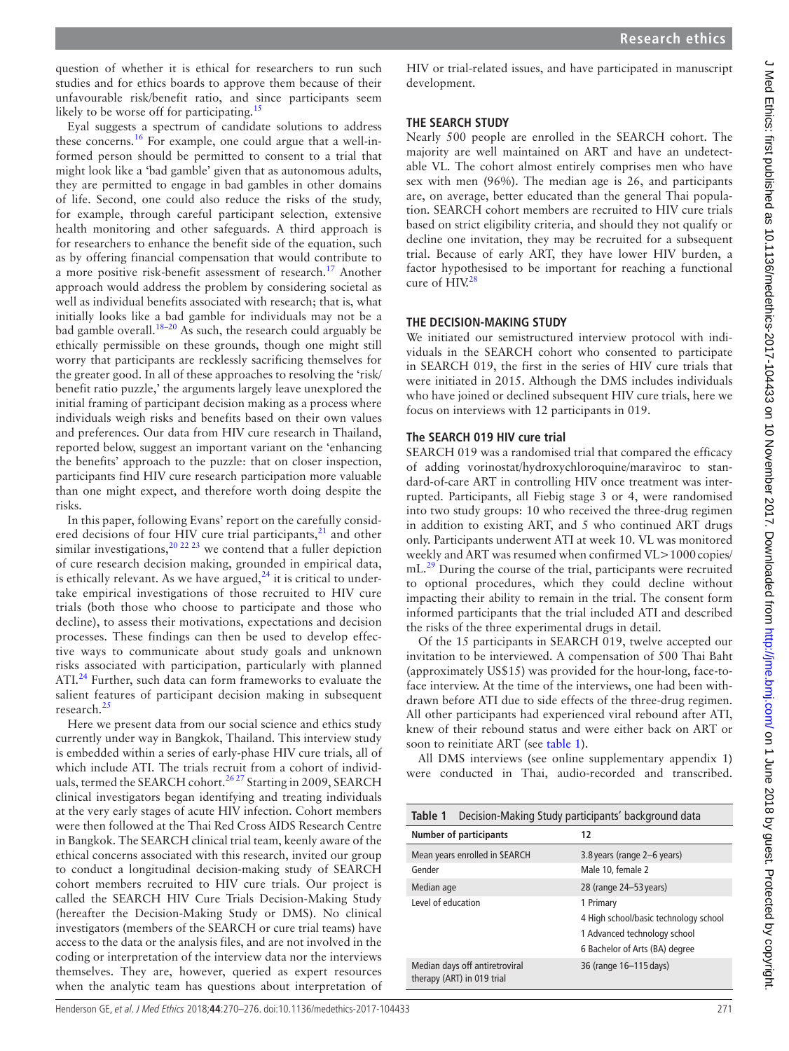question of whether it is ethical for researchers to run such studies and for ethics boards to approve them because of their unfavourable risk/benefit ratio, and since participants seem likely to be worse off for participating.[15]

Eyal suggests a spectrum of candidate solutions to address these concerns.[16] For example, one could argue that a well-informed person should be permitted to consent to a trial that might look like a 'bad gamble' given that as autonomous adults, they are permitted to engage in bad gambles in other domains of life. Second, one could also reduce the risks of the study, for example, through careful participant selection, extensive health monitoring and other safeguards. A third approach is for researchers to enhance the benefit side of the equation, such as by offering financial compensation that would contribute to a more positive risk-benefit assessment of research.[17] Another approach would address the problem by considering societal as well as individual benefits associated with research; that is, what initially looks like a bad gamble for individuals may not be a bad gamble overall.[18–20] As such, the research could arguably be ethically permissible on these grounds, though one might still worry that participants are recklessly sacrificing themselves for the greater good. In all of these approaches to resolving the 'risk/benefit ratio puzzle,' the arguments largely leave unexplored the initial framing of participant decision making as a process where individuals weigh risks and benefits based on their own values and preferences. Our data from HIV cure research in Thailand, reported below, suggest an important variant on the 'enhancing the benefits' approach to the puzzle: that on closer inspection, participants find HIV cure research participation more valuable than one might expect, and therefore worth doing despite the risks.

In this paper, following Evans' report on the carefully considered decisions of four HIV cure trial participants,[21] and other similar investigations,[20 22 23] we contend that a fuller depiction of cure research decision making, grounded in empirical data, is ethically relevant. As we have argued,[24] it is critical to undertake empirical investigations of those recruited to HIV cure trials (both those who choose to participate and those who decline), to assess their motivations, expectations and decision processes. These findings can then be used to develop effective ways to communicate about study goals and unknown risks associated with participation, particularly with planned ATI.[24] Further, such data can form frameworks to evaluate the salient features of participant decision making in subsequent research.[25]

Here we present data from our social science and ethics study currently under way in Bangkok, Thailand. This interview study is embedded within a series of early-phase HIV cure trials, all of which include ATI. The trials recruit from a cohort of individuals, termed the SEARCH cohort.[26 27] Starting in 2009, SEARCH clinical investigators began identifying and treating individuals at the very early stages of acute HIV infection. Cohort members were then followed at the Thai Red Cross AIDS Research Centre in Bangkok. The SEARCH clinical trial team, keenly aware of the ethical concerns associated with this research, invited our group to conduct a longitudinal decision-making study of SEARCH cohort members recruited to HIV cure trials. Our project is called the SEARCH HIV Cure Trials Decision-Making Study (hereafter the Decision-Making Study or DMS). No clinical investigators (members of the SEARCH or cure trial teams) have access to the data or the analysis files, and are not involved in the coding or interpretation of the interview data nor the interviews themselves. They are, however, queried as expert resources when the analytic team has questions about interpretation of HIV or trial-related issues, and have participated in manuscript development.

## THE SEARCH STUDY

Nearly 500 people are enrolled in the SEARCH cohort. The majority are well maintained on ART and have an undetectable VL. The cohort almost entirely comprises men who have sex with men (96%). The median age is 26, and participants are, on average, better educated than the general Thai population. SEARCH cohort members are recruited to HIV cure trials based on strict eligibility criteria, and should they not qualify or decline one invitation, they may be recruited for a subsequent trial. Because of early ART, they have lower HIV burden, a factor hypothesised to be important for reaching a functional cure of HIV.[28]

## THE DECISION-MAKING STUDY

We initiated our semistructured interview protocol with individuals in the SEARCH cohort who consented to participate in SEARCH 019, the first in the series of HIV cure trials that were initiated in 2015. Although the DMS includes individuals who have joined or declined subsequent HIV cure trials, here we focus on interviews with 12 participants in 019.

### The SEARCH 019 HIV cure trial

SEARCH 019 was a randomised trial that compared the efficacy of adding vorinostat/hydroxychloroquine/maraviroc to standard-of-care ART in controlling HIV once treatment was interrupted. Participants, all Fiebig stage 3 or 4, were randomised into two study groups: 10 who received the three-drug regimen in addition to existing ART, and 5 who continued ART drugs only. Participants underwent ATI at week 10. VL was monitored weekly and ART was resumed when confirmed VL>1000 copies/mL.[29] During the course of the trial, participants were recruited to optional procedures, which they could decline without impacting their ability to remain in the trial. The consent form informed participants that the trial included ATI and described the risks of the three experimental drugs in detail.

Of the 15 participants in SEARCH 019, twelve accepted our invitation to be interviewed. A compensation of 500 Thai Baht (approximately US$15) was provided for the hour-long, face-to-face interview. At the time of the interviews, one had been withdrawn before ATI due to side effects of the three-drug regimen. All other participants had experienced viral rebound after ATI, knew of their rebound status and were either back on ART or soon to reinitiate ART (see table 1).

All DMS interviews (see online supplementary appendix 1) were conducted in Thai, audio-recorded and transcribed.

**Table 1** Decision-Making Study participants' background data

| Number of participants | 12 |
|---|---|
| Mean years enrolled in SEARCH | 3.8 years (range 2–6 years) |
| Gender | Male 10, female 2 |
| Median age | 28 (range 24–53 years) |
| Level of education | 1 Primary<br>4 High school/basic technology school<br>1 Advanced technology school<br>6 Bachelor of Arts (BA) degree |
| Median days off antiretroviral therapy (ART) in 019 trial | 36 (range 16–115 days) |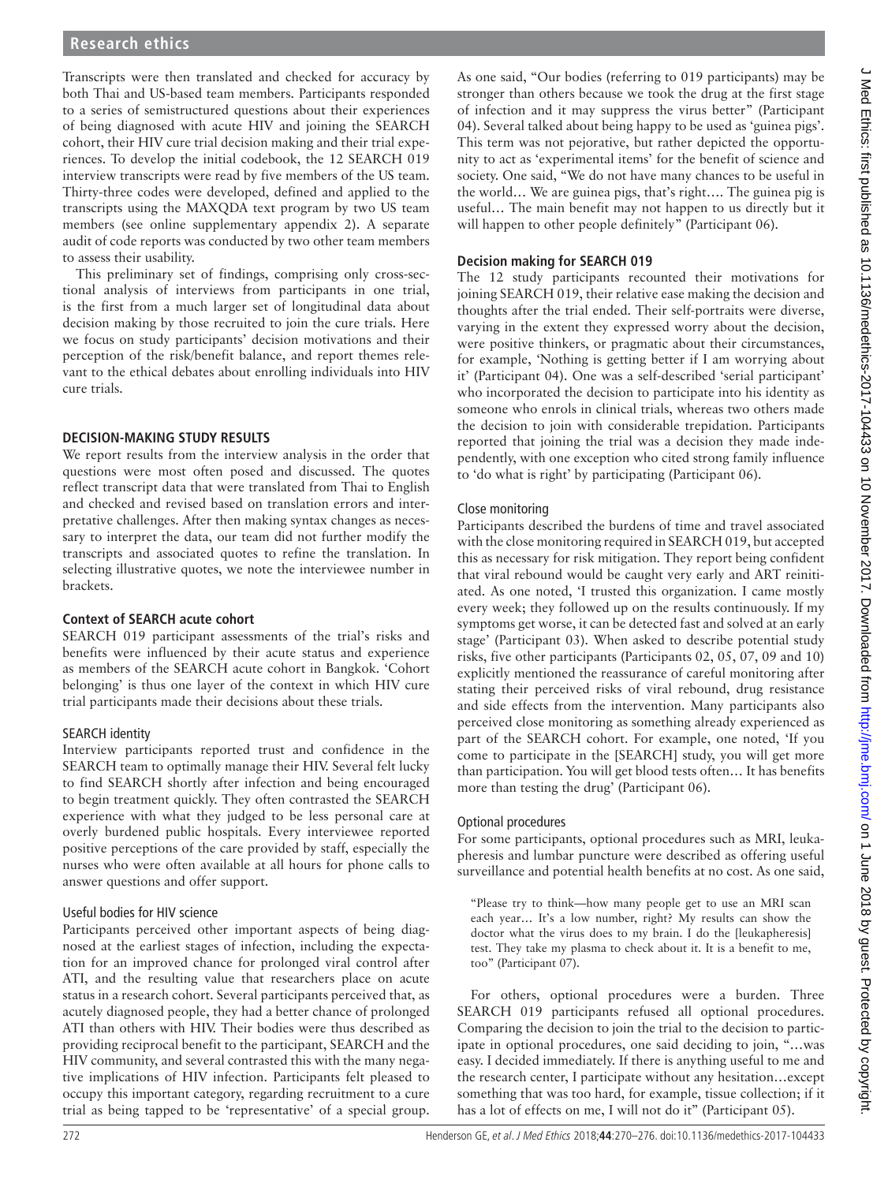Transcripts were then translated and checked for accuracy by both Thai and US-based team members. Participants responded to a series of semistructured questions about their experiences of being diagnosed with acute HIV and joining the SEARCH cohort, their HIV cure trial decision making and their trial experiences. To develop the initial codebook, the 12 SEARCH 019 interview transcripts were read by five members of the US team. Thirty-three codes were developed, defined and applied to the transcripts using the MAXQDA text program by two US team members (see online supplementary appendix 2). A separate audit of code reports was conducted by two other team members to assess their usability.

This preliminary set of findings, comprising only cross-sectional analysis of interviews from participants in one trial, is the first from a much larger set of longitudinal data about decision making by those recruited to join the cure trials. Here we focus on study participants' decision motivations and their perception of the risk/benefit balance, and report themes relevant to the ethical debates about enrolling individuals into HIV cure trials.

## DECISION-MAKING STUDY RESULTS

We report results from the interview analysis in the order that questions were most often posed and discussed. The quotes reflect transcript data that were translated from Thai to English and checked and revised based on translation errors and interpretative challenges. After then making syntax changes as necessary to interpret the data, our team did not further modify the transcripts and associated quotes to refine the translation. In selecting illustrative quotes, we note the interviewee number in brackets.

### Context of SEARCH acute cohort

SEARCH 019 participant assessments of the trial's risks and benefits were influenced by their acute status and experience as members of the SEARCH acute cohort in Bangkok. 'Cohort belonging' is thus one layer of the context in which HIV cure trial participants made their decisions about these trials.

#### SEARCH identity

Interview participants reported trust and confidence in the SEARCH team to optimally manage their HIV. Several felt lucky to find SEARCH shortly after infection and being encouraged to begin treatment quickly. They often contrasted the SEARCH experience with what they judged to be less personal care at overly burdened public hospitals. Every interviewee reported positive perceptions of the care provided by staff, especially the nurses who were often available at all hours for phone calls to answer questions and offer support.

#### Useful bodies for HIV science

Participants perceived other important aspects of being diagnosed at the earliest stages of infection, including the expectation for an improved chance for prolonged viral control after ATI, and the resulting value that researchers place on acute status in a research cohort. Several participants perceived that, as acutely diagnosed people, they had a better chance of prolonged ATI than others with HIV. Their bodies were thus described as providing reciprocal benefit to the participant, SEARCH and the HIV community, and several contrasted this with the many negative implications of HIV infection. Participants felt pleased to occupy this important category, regarding recruitment to a cure trial as being tapped to be 'representative' of a special group. As one said, "Our bodies (referring to 019 participants) may be stronger than others because we took the drug at the first stage of infection and it may suppress the virus better" (Participant 04). Several talked about being happy to be used as 'guinea pigs'. This term was not pejorative, but rather depicted the opportunity to act as 'experimental items' for the benefit of science and society. One said, "We do not have many chances to be useful in the world… We are guinea pigs, that's right…. The guinea pig is useful… The main benefit may not happen to us directly but it will happen to other people definitely" (Participant 06).

### Decision making for SEARCH 019

The 12 study participants recounted their motivations for joining SEARCH 019, their relative ease making the decision and thoughts after the trial ended. Their self-portraits were diverse, varying in the extent they expressed worry about the decision, were positive thinkers, or pragmatic about their circumstances, for example, 'Nothing is getting better if I am worrying about it' (Participant 04). One was a self-described 'serial participant' who incorporated the decision to participate into his identity as someone who enrols in clinical trials, whereas two others made the decision to join with considerable trepidation. Participants reported that joining the trial was a decision they made independently, with one exception who cited strong family influence to 'do what is right' by participating (Participant 06).

#### Close monitoring

Participants described the burdens of time and travel associated with the close monitoring required in SEARCH 019, but accepted this as necessary for risk mitigation. They report being confident that viral rebound would be caught very early and ART reinitiated. As one noted, 'I trusted this organization. I came mostly every week; they followed up on the results continuously. If my symptoms got worse, it can be detected fast and solved at an early stage' (Participant 03). When asked to describe potential study risks, five other participants (Participants 02, 05, 07, 09 and 10) explicitly mentioned the reassurance of careful monitoring after stating their perceived risks of viral rebound, drug resistance and side effects from the intervention. Many participants also perceived close monitoring as something already experienced as part of the SEARCH cohort. For example, one noted, 'If you come to participate in the [SEARCH] study, you will get more than participation. You will get blood tests often… It has benefits more than testing the drug' (Participant 06).

#### Optional procedures

For some participants, optional procedures such as MRI, leukapheresis and lumbar puncture were described as offering useful surveillance and potential health benefits at no cost. As one said,

> "Please try to think—how many people get to use an MRI scan each year… It's a low number, right? My results can show the doctor what the virus does to my brain. I do the [leukapheresis] test. They take my plasma to check about it. It is a benefit to me, too" (Participant 07).

For others, optional procedures were a burden. Three SEARCH 019 participants refused all optional procedures. Comparing the decision to join the trial to the decision to participate in optional procedures, one said deciding to join, "…was easy. I decided immediately. If there is anything useful to me and the research center, I participate without any hesitation…except something that was too hard, for example, tissue collection; if it has a lot of effects on me, I will not do it" (Participant 05).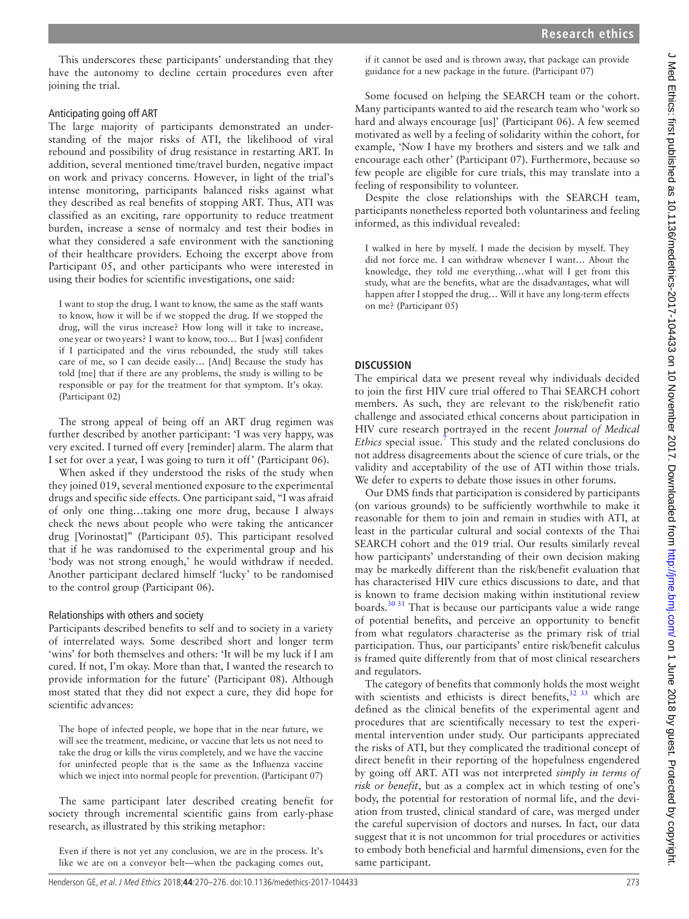This underscores these participants' understanding that they have the autonomy to decline certain procedures even after joining the trial.

### Anticipating going off ART

The large majority of participants demonstrated an understanding of the major risks of ATI, the likelihood of viral rebound and possibility of drug resistance in restarting ART. In addition, several mentioned time/travel burden, negative impact on work and privacy concerns. However, in light of the trial's intense monitoring, participants balanced risks against what they described as real benefits of stopping ART. Thus, ATI was classified as an exciting, rare opportunity to reduce treatment burden, increase a sense of normalcy and test their bodies in what they considered a safe environment with the sanctioning of their healthcare providers. Echoing the excerpt above from Participant 05, and other participants who were interested in using their bodies for scientific investigations, one said:

> I want to stop the drug. I want to know, the same as the staff wants to know, how it will be if we stopped the drug. If we stopped the drug, will the virus increase? How long will it take to increase, one year or two years? I want to know, too… But I [was] confident if I participated and the virus rebounded, the study still takes care of me, so I can decide easily… [And] Because the study has told [me] that if there are any problems, the study is willing to be responsible or pay for the treatment for that symptom. It's okay. (Participant 02)

The strong appeal of being off an ART drug regimen was further described by another participant: 'I was very happy, was very excited. I turned off every [reminder] alarm. The alarm that I set for over a year, I was going to turn it off' (Participant 06).

When asked if they understood the risks of the study when they joined 019, several mentioned exposure to the experimental drugs and specific side effects. One participant said, "I was afraid of only one thing…taking one more drug, because I always check the news about people who were taking the anticancer drug [Vorinostat]" (Participant 05). This participant resolved that if he was randomised to the experimental group and his 'body was not strong enough,' he would withdraw if needed. Another participant declared himself 'lucky' to be randomised to the control group (Participant 06).

### Relationships with others and society

Participants described benefits to self and to society in a variety of interrelated ways. Some described short and longer term 'wins' for both themselves and others: 'It will be my luck if I am cured. If not, I'm okay. More than that, I wanted the research to provide information for the future' (Participant 08). Although most stated that they did not expect a cure, they did hope for scientific advances:

> The hope of infected people, we hope that in the near future, we will see the treatment, medicine, or vaccine that lets us not need to take the drug or kills the virus completely, and we have the vaccine for uninfected people that is the same as the Influenza vaccine which we inject into normal people for prevention. (Participant 07)

The same participant later described creating benefit for society through incremental scientific gains from early-phase research, as illustrated by this striking metaphor:

> Even if there is not yet any conclusion, we are in the process. It's like we are on a conveyor belt—when the packaging comes out, if it cannot be used and is thrown away, that package can provide guidance for a new package in the future. (Participant 07)

Some focused on helping the SEARCH team or the cohort. Many participants wanted to aid the research team who 'work so hard and always encourage [us]' (Participant 06). A few seemed motivated as well by a feeling of solidarity within the cohort, for example, 'Now I have my brothers and sisters and we talk and encourage each other' (Participant 07). Furthermore, because so few people are eligible for cure trials, this may translate into a feeling of responsibility to volunteer.

Despite the close relationships with the SEARCH team, participants nonetheless reported both voluntariness and feeling informed, as this individual revealed:

> I walked in here by myself. I made the decision by myself. They did not force me. I can withdraw whenever I want… About the knowledge, they told me everything…what will I get from this study, what are the benefits, what are the disadvantages, what will happen after I stopped the drug… Will it have any long-term effects on me? (Participant 05)

## DISCUSSION

The empirical data we present reveal why individuals decided to join the first HIV cure trial offered to Thai SEARCH cohort members. As such, they are relevant to the risk/benefit ratio challenge and associated ethical concerns about participation in HIV cure research portrayed in the recent *Journal of Medical Ethics* special issue.[7] This study and the related conclusions do not address disagreements about the science of cure trials, or the validity and acceptability of the use of ATI within those trials. We defer to experts to debate those issues in other forums.

Our DMS finds that participation is considered by participants (on various grounds) to be sufficiently worthwhile to make it reasonable for them to join and remain in studies with ATI, at least in the particular cultural and social contexts of the Thai SEARCH cohort and the 019 trial. Our results similarly reveal how participants' understanding of their own decision making may be markedly different than the risk/benefit evaluation that has characterised HIV cure ethics discussions to date, and that is known to frame decision making within institutional review boards.[30 31] That is because our participants value a wide range of potential benefits, and perceive an opportunity to benefit from what regulators characterise as the primary risk of trial participation. Thus, our participants' entire risk/benefit calculus is framed quite differently from that of most clinical researchers and regulators.

The category of benefits that commonly holds the most weight with scientists and ethicists is direct benefits,[32 33] which are defined as the clinical benefits of the experimental agent and procedures that are scientifically necessary to test the experimental intervention under study. Our participants appreciated the risks of ATI, but they complicated the traditional concept of direct benefit in their reporting of the hopefulness engendered by going off ART. ATI was not interpreted *simply in terms of risk or benefit*, but as a complex act in which testing of one's body, the potential for restoration of normal life, and the deviation from trusted, clinical standard of care, was merged under the careful supervision of doctors and nurses. In fact, our data suggest that it is not uncommon for trial procedures or activities to embody both beneficial and harmful dimensions, even for the same participant.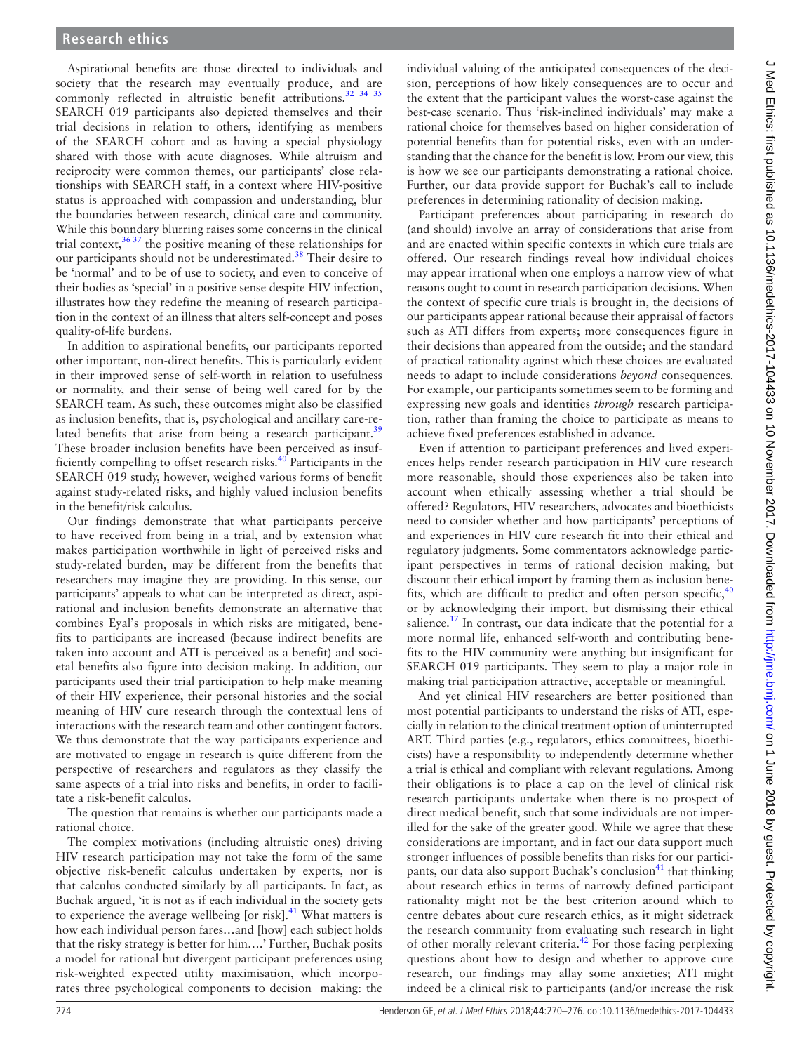Aspirational benefits are those directed to individuals and society that the research may eventually produce, and are commonly reflected in altruistic benefit attributions.[32 34 35] SEARCH 019 participants also depicted themselves and their trial decisions in relation to others, identifying as members of the SEARCH cohort and as having a special physiology shared with those with acute diagnoses. While altruism and reciprocity were common themes, our participants' close relationships with SEARCH staff, in a context where HIV-positive status is approached with compassion and understanding, blur the boundaries between research, clinical care and community. While this boundary blurring raises some concerns in the clinical trial context,[36 37] the positive meaning of these relationships for our participants should not be underestimated.[38] Their desire to be 'normal' and to be of use to society, and even to conceive of their bodies as 'special' in a positive sense despite HIV infection, illustrates how they redefine the meaning of research participation in the context of an illness that alters self-concept and poses quality-of-life burdens.

In addition to aspirational benefits, our participants reported other important, non-direct benefits. This is particularly evident in their improved sense of self-worth in relation to usefulness or normality, and their sense of being well cared for by the SEARCH team. As such, these outcomes might also be classified as inclusion benefits, that is, psychological and ancillary care-related benefits that arise from being a research participant.[39] These broader inclusion benefits have been perceived as insufficiently compelling to offset research risks.[40] Participants in the SEARCH 019 study, however, weighed various forms of benefit against study-related risks, and highly valued inclusion benefits in the benefit/risk calculus.

Our findings demonstrate that what participants perceive to have received from being in a trial, and by extension what makes participation worthwhile in light of perceived risks and study-related burden, may be different from the benefits that researchers may imagine they are providing. In this sense, our participants' appeals to what can be interpreted as direct, aspirational and inclusion benefits demonstrate an alternative that combines Eyal's proposals in which risks are mitigated, benefits to participants are increased (because indirect benefits are taken into account and ATI is perceived as a benefit) and societal benefits also figure into decision making. In addition, our participants used their trial participation to help make meaning of their HIV experience, their personal histories and the social meaning of HIV cure research through the contextual lens of interactions with the research team and other contingent factors. We thus demonstrate that the way participants experience and are motivated to engage in research is quite different from the perspective of researchers and regulators as they classify the same aspects of a trial into risks and benefits, in order to facilitate a risk-benefit calculus.

The question that remains is whether our participants made a rational choice.

The complex motivations (including altruistic ones) driving HIV research participation may not take the form of the same objective risk-benefit calculus undertaken by experts, nor is that calculus conducted similarly by all participants. In fact, as Buchak argued, 'it is not as if each individual in the society gets to experience the average wellbeing [or risk].[41] What matters is how each individual person fares…and [how] each subject holds that the risky strategy is better for him….' Further, Buchak posits a model for rational but divergent participant preferences using risk-weighted expected utility maximisation, which incorporates three psychological components to decision making: the individual valuing of the anticipated consequences of the decision, perceptions of how likely consequences are to occur and the extent that the participant values the worst-case against the best-case scenario. Thus 'risk-inclined individuals' may make a rational choice for themselves based on higher consideration of potential benefits than for potential risks, even with an understanding that the chance for the benefit is low. From our view, this is how we see our participants demonstrating a rational choice. Further, our data provide support for Buchak's call to include preferences in determining rationality of decision making.

Participant preferences about participating in research do (and should) involve an array of considerations that arise from and are enacted within specific contexts in which cure trials are offered. Our research findings reveal how individual choices may appear irrational when one employs a narrow view of what reasons ought to count in research participation decisions. When the context of specific cure trials is brought in, the decisions of our participants appear rational because their appraisal of factors such as ATI differs from experts; more consequences figure in their decisions than appeared from the outside; and the standard of practical rationality against which these choices are evaluated needs to adapt to include considerations *beyond* consequences. For example, our participants sometimes seem to be forming and expressing new goals and identities *through* research participation, rather than framing the choice to participate as means to achieve fixed preferences established in advance.

Even if attention to participant preferences and lived experiences helps render research participation in HIV cure research more reasonable, should those experiences also be taken into account when ethically assessing whether a trial should be offered? Regulators, HIV researchers, advocates and bioethicists need to consider whether and how participants' perceptions of and experiences in HIV cure research fit into their ethical and regulatory judgments. Some commentators acknowledge participant perspectives in terms of rational decision making, but discount their ethical import by framing them as inclusion benefits, which are difficult to predict and often person specific,[40] or by acknowledging their import, but dismissing their ethical salience.[17] In contrast, our data indicate that the potential for a more normal life, enhanced self-worth and contributing benefits to the HIV community were anything but insignificant for SEARCH 019 participants. They seem to play a major role in making trial participation attractive, acceptable or meaningful.

And yet clinical HIV researchers are better positioned than most potential participants to understand the risks of ATI, especially in relation to the clinical treatment option of uninterrupted ART. Third parties (e.g., regulators, ethics committees, bioethicists) have a responsibility to independently determine whether a trial is ethical and compliant with relevant regulations. Among their obligations is to place a cap on the level of clinical risk research participants undertake when there is no prospect of direct medical benefit, such that some individuals are not imperilled for the sake of the greater good. While we agree that these considerations are important, and in fact our data support much stronger influences of possible benefits than risks for our participants, our data also support Buchak's conclusion[41] that thinking about research ethics in terms of narrowly defined participant rationality might not be the best criterion around which to centre debates about cure research ethics, as it might sidetrack the research community from evaluating such research in light of other morally relevant criteria.[42] For those facing perplexing questions about how to design and whether to approve cure research, our findings may allay some anxieties; ATI might indeed be a clinical risk to participants (and/or increase the risk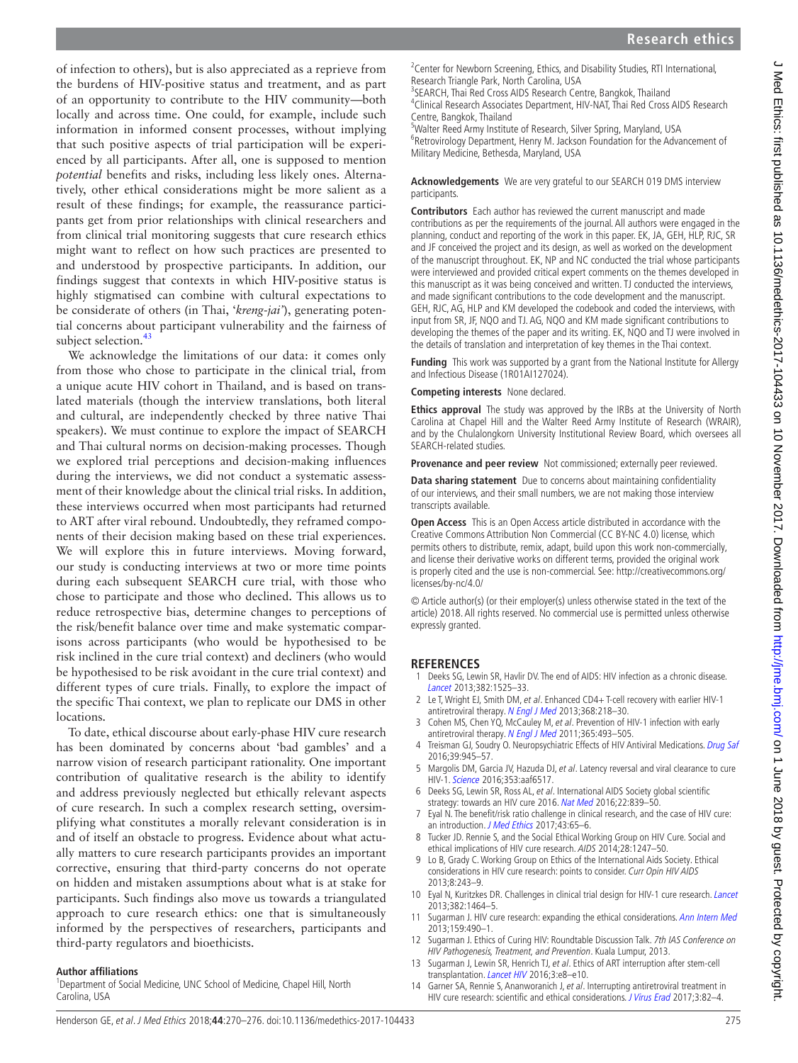of infection to others), but is also appreciated as a reprieve from the burdens of HIV-positive status and treatment, and as part of an opportunity to contribute to the HIV community—both locally and across time. One could, for example, include such information in informed consent processes, without implying that such positive aspects of trial participation will be experienced by all participants. After all, one is supposed to mention *potential* benefits and risks, including less likely ones. Alternatively, other ethical considerations might be more salient as a result of these findings; for example, the reassurance participants get from prior relationships with clinical researchers and from clinical trial monitoring suggests that cure research ethics might want to reflect on how such practices are presented to and understood by prospective participants. In addition, our findings suggest that contexts in which HIV-positive status is highly stigmatised can combine with cultural expectations to be considerate of others (in Thai, '*kreng-jai*'), generating potential concerns about participant vulnerability and the fairness of subject selection.[43]

We acknowledge the limitations of our data: it comes only from those who chose to participate in the clinical trial, from a unique acute HIV cohort in Thailand, and is based on translated materials (though the interview translations, both literal and cultural, are independently checked by three native Thai speakers). We must continue to explore the impact of SEARCH and Thai cultural norms on decision-making processes. Though we explored trial perceptions and decision-making influences during the interviews, we did not conduct a systematic assessment of their knowledge about the clinical trial risks. In addition, these interviews occurred when most participants had returned to ART after viral rebound. Undoubtedly, they reframed components of their decision making based on these trial experiences. We will explore this in future interviews. Moving forward, our study is conducting interviews at two or more time points during each subsequent SEARCH cure trial, with those who chose to participate and those who declined. This allows us to reduce retrospective bias, determine changes to perceptions of the risk/benefit balance over time and make systematic comparisons across participants (who would be hypothesised to be risk inclined in the cure trial context) and decliners (who would be hypothesised to be risk avoidant in the cure trial context) and different types of cure trials. Finally, to explore the impact of the specific Thai context, we plan to replicate our DMS in other locations.

To date, ethical discourse about early-phase HIV cure research has been dominated by concerns about 'bad gambles' and a narrow vision of research participant rationality. One important contribution of qualitative research is the ability to identify and address previously neglected but ethically relevant aspects of cure research. In such a complex research setting, oversimplifying what constitutes a morally relevant consideration is in and of itself an obstacle to progress. Evidence about what actually matters to cure research participants provides an important corrective, ensuring that third-party concerns do not operate on hidden and mistaken assumptions about what is at stake for participants. Such findings also move us towards a triangulated approach to cure research ethics: one that is simultaneously informed by the perspectives of researchers, participants and third-party regulators and bioethicists.

**Author affiliations**

[1]Department of Social Medicine, UNC School of Medicine, Chapel Hill, North Carolina, USA
[2]Center for Newborn Screening, Ethics, and Disability Studies, RTI International, Research Triangle Park, North Carolina, USA
[3]SEARCH, Thai Red Cross AIDS Research Centre, Bangkok, Thailand
[4]Clinical Research Associates Department, HIV-NAT, Thai Red Cross AIDS Research Centre, Bangkok, Thailand
[5]Walter Reed Army Institute of Research, Silver Spring, Maryland, USA
[6]Retrovirology Department, Henry M. Jackson Foundation for the Advancement of Military Medicine, Bethesda, Maryland, USA

**Acknowledgements** We are very grateful to our SEARCH 019 DMS interview participants.

**Contributors** Each author has reviewed the current manuscript and made contributions as per the requirements of the journal. All authors were engaged in the planning, conduct and reporting of the work in this paper. EK, JA, GEH, HLP, RJC, SR and JF conceived the project and its design, as well as worked on the development of the manuscript throughout. EK, NP and NC conducted the trial whose participants were interviewed and provided critical expert comments on the themes developed in this manuscript as it was being conceived and written. TJ conducted the interviews, and made significant contributions to the code development and the manuscript. GEH, RJC, AG, HLP and KM developed the codebook and coded the interviews, with input from SR, JF, NQO and TJ. AG, NQO and KM made significant contributions to developing the themes of the paper and its writing. EK, NQO and TJ were involved in the details of translation and interpretation of key themes in the Thai context.

**Funding** This work was supported by a grant from the National Institute for Allergy and Infectious Disease (1R01AI127024).

**Competing interests** None declared.

**Ethics approval** The study was approved by the IRBs at the University of North Carolina at Chapel Hill and the Walter Reed Army Institute of Research (WRAIR), and by the Chulalongkorn University Institutional Review Board, which oversees all SEARCH-related studies.

**Provenance and peer review** Not commissioned; externally peer reviewed.

**Data sharing statement** Due to concerns about maintaining confidentiality of our interviews, and their small numbers, we are not making those interview transcripts available.

**Open Access** This is an Open Access article distributed in accordance with the Creative Commons Attribution Non Commercial (CC BY-NC 4.0) license, which permits others to distribute, remix, adapt, build upon this work non-commercially, and license their derivative works on different terms, provided the original work is properly cited and the use is non-commercial. See: http://creativecommons.org/licenses/by-nc/4.0/

© Article author(s) (or their employer(s) unless otherwise stated in the text of the article) 2018. All rights reserved. No commercial use is permitted unless otherwise expressly granted.

## REFERENCES

1. Deeks SG, Lewin SR, Havlir DV. The end of AIDS: HIV infection as a chronic disease. *Lancet* 2013;382:1525–33.
2. Le T, Wright EJ, Smith DM, *et al*. Enhanced CD4+ T-cell recovery with earlier HIV-1 antiretroviral therapy. *N Engl J Med* 2013;368:218–30.
3. Cohen MS, Chen YQ, McCauley M, *et al*. Prevention of HIV-1 infection with early antiretroviral therapy. *N Engl J Med* 2011;365:493–505.
4. Treisman GJ, Soudry O. Neuropsychiatric Effects of HIV Antiviral Medications. *Drug Saf* 2016;39:945–57.
5. Margolis DM, Garcia JV, Hazuda DJ, *et al*. Latency reversal and viral clearance to cure HIV-1. *Science* 2016;353:aaf6517.
6. Deeks SG, Lewin SR, Ross AL, *et al*. International AIDS Society global scientific strategy: towards an HIV cure 2016. *Nat Med* 2016;22:839–50.
7. Eyal N. The benefit/risk ratio challenge in clinical research, and the case of HIV cure: an introduction. *J Med Ethics* 2017;43:65–6.
8. Tucker JD. Rennie S, and the Social Ethical Working Group on HIV Cure. Social and ethical implications of HIV cure research. *AIDS* 2014;28:1247–50.
9. Lo B, Grady C. Working Group on Ethics of the International Aids Society. Ethical considerations in HIV cure research: points to consider. *Curr Opin HIV AIDS* 2013;8:243–9.
10. Eyal N, Kuritzkes DR. Challenges in clinical trial design for HIV-1 cure research. *Lancet* 2013;382:1464–5.
11. Sugarman J. HIV cure research: expanding the ethical considerations. *Ann Intern Med* 2013;159:490–1.
12. Sugarman J. Ethics of Curing HIV: Roundtable Discussion Talk. *7th IAS Conference on HIV Pathogenesis, Treatment, and Prevention*. Kuala Lumpur, 2013.
13. Sugarman J, Lewin SR, Henrich TJ, *et al*. Ethics of ART interruption after stem-cell transplantation. *Lancet HIV* 2016;3:e8–e10.
14. Garner SA, Rennie S, Ananworanich J, *et al*. Interrupting antiretroviral treatment in HIV cure research: scientific and ethical considerations. *J Virus Erad* 2017;3:82–4.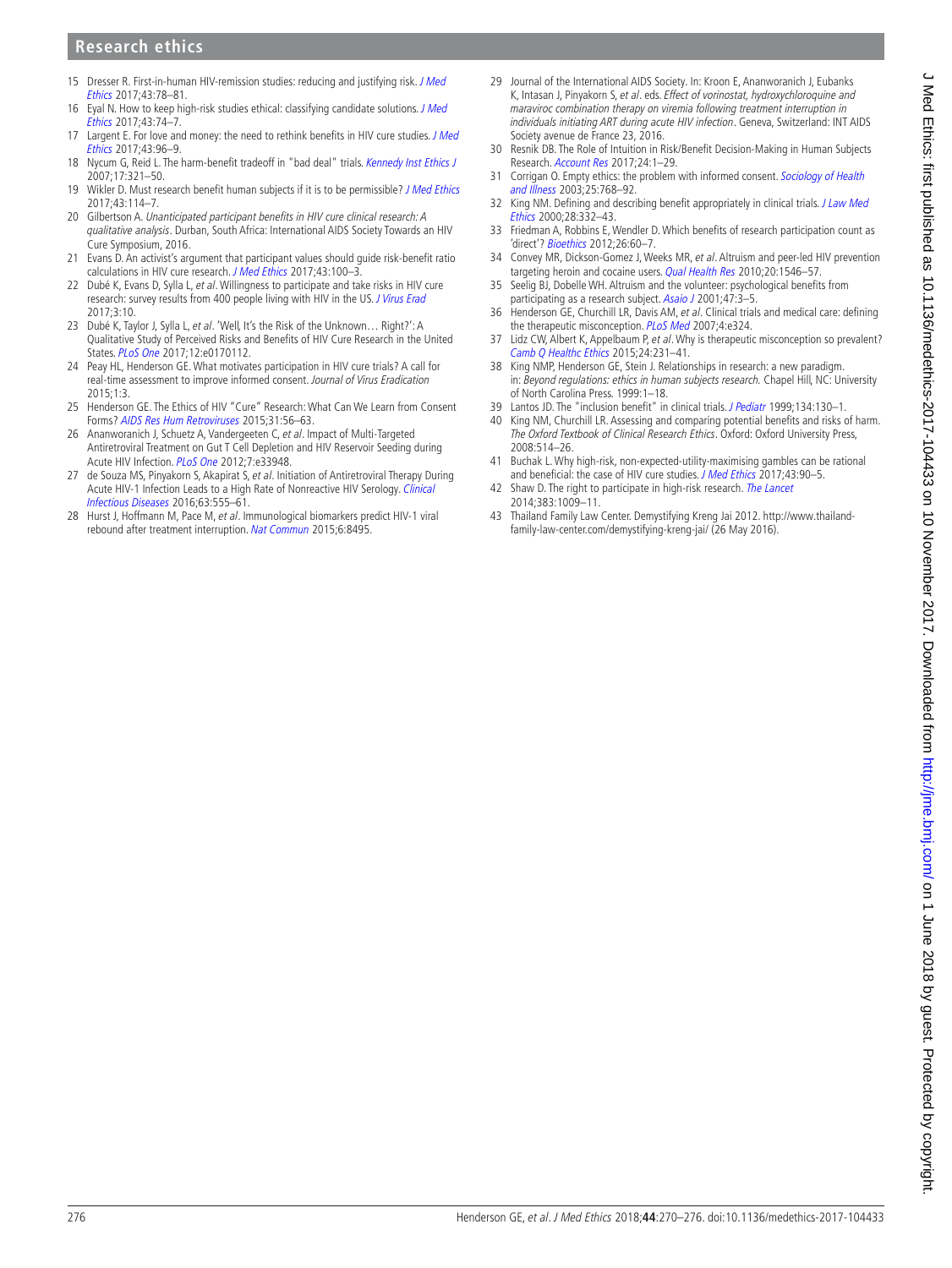15 Dresser R. First-in-human HIV-remission studies: reducing and justifying risk. *J Med Ethics* 2017;43:78–81.
16 Eyal N. How to keep high-risk studies ethical: classifying candidate solutions. *J Med Ethics* 2017;43:74–7.
17 Largent E. For love and money: the need to rethink benefits in HIV cure studies. *J Med Ethics* 2017;43:96–9.
18 Nycum G, Reid L. The harm-benefit tradeoff in "bad deal" trials. *Kennedy Inst Ethics J* 2007;17:321–50.
19 Wikler D. Must research benefit human subjects if it is to be permissible? *J Med Ethics* 2017;43:114–7.
20 Gilbertson A. *Unanticipated participant benefits in HIV cure clinical research: A qualitative analysis*. Durban, South Africa: International AIDS Society Towards an HIV Cure Symposium, 2016.
21 Evans D. An activist's argument that participant values should guide risk-benefit ratio calculations in HIV cure research. *J Med Ethics* 2017;43:100–3.
22 Dubé K, Evans D, Sylla L, *et al*. Willingness to participate and take risks in HIV cure research: survey results from 400 people living with HIV in the US. *J Virus Erad* 2017;3:10.
23 Dubé K, Taylor J, Sylla L, *et al*. 'Well, It's the Risk of the Unknown… Right?': A Qualitative Study of Perceived Risks and Benefits of HIV Cure Research in the United States. *PLoS One* 2017;12:e0170112.
24 Peay HL, Henderson GE. What motivates participation in HIV cure trials? A call for real-time assessment to improve informed consent. *Journal of Virus Eradication* 2015;1:3.
25 Henderson GE. The Ethics of HIV "Cure" Research: What Can We Learn from Consent Forms? *AIDS Res Hum Retroviruses* 2015;31:56–63.
26 Ananworanich J, Schuetz A, Vandergeeten C, *et al*. Impact of Multi-Targeted Antiretroviral Treatment on Gut T Cell Depletion and HIV Reservoir Seeding during Acute HIV Infection. *PLoS One* 2012;7:e33948.
27 de Souza MS, Pinyakorn S, Akapirat S, *et al*. Initiation of Antiretroviral Therapy During Acute HIV-1 Infection Leads to a High Rate of Nonreactive HIV Serology. *Clinical Infectious Diseases* 2016;63:555–61.
28 Hurst J, Hoffmann M, Pace M, *et al*. Immunological biomarkers predict HIV-1 viral rebound after treatment interruption. *Nat Commun* 2015;6:8495.
29 Journal of the International AIDS Society. In: Kroon E, Ananworanich J, Eubanks K, Intasan J, Pinyakorn S, *et al*. eds. *Effect of vorinostat, hydroxychloroquine and maraviroc combination therapy on viremia following treatment interruption in individuals initiating ART during acute HIV infection*. Geneva, Switzerland: INT AIDS Society avenue de France 23, 2016.
30 Resnik DB. The Role of Intuition in Risk/Benefit Decision-Making in Human Subjects Research. *Account Res* 2017;24:1–29.
31 Corrigan O. Empty ethics: the problem with informed consent. *Sociology of Health and Illness* 2003;25:768–92.
32 King NM. Defining and describing benefit appropriately in clinical trials. *J Law Med Ethics* 2000;28:332–43.
33 Friedman A, Robbins E, Wendler D. Which benefits of research participation count as 'direct'? *Bioethics* 2012;26:60–7.
34 Convey MR, Dickson-Gomez J, Weeks MR, *et al*. Altruism and peer-led HIV prevention targeting heroin and cocaine users. *Qual Health Res* 2010;20:1546–57.
35 Seelig BJ, Dobelle WH. Altruism and the volunteer: psychological benefits from participating as a research subject. *Asaio J* 2001;47:3–5.
36 Henderson GE, Churchill LR, Davis AM, *et al*. Clinical trials and medical care: defining the therapeutic misconception. *PLoS Med* 2007;4:e324.
37 Lidz CW, Albert K, Appelbaum P, *et al*. Why is therapeutic misconception so prevalent? *Camb Q Healthc Ethics* 2015;24:231–41.
38 King NMP, Henderson GE, Stein J. Relationships in research: a new paradigm. in: *Beyond regulations: ethics in human subjects research.* Chapel Hill, NC: University of North Carolina Press. 1999:1–18.
39 Lantos JD. The "inclusion benefit" in clinical trials. *J Pediatr* 1999;134:130–1.
40 King NM, Churchill LR. Assessing and comparing potential benefits and risks of harm. *The Oxford Textbook of Clinical Research Ethics*. Oxford: Oxford University Press, 2008:514–26.
41 Buchak L. Why high-risk, non-expected-utility-maximising gambles can be rational and beneficial: the case of HIV cure studies. *J Med Ethics* 2017;43:90–5.
42 Shaw D. The right to participate in high-risk research. *The Lancet* 2014;383:1009–11.
43 Thailand Family Law Center. Demystifying Kreng Jai 2012. http://www.thailand-family-law-center.com/demystifying-kreng-jai/ (26 May 2016).